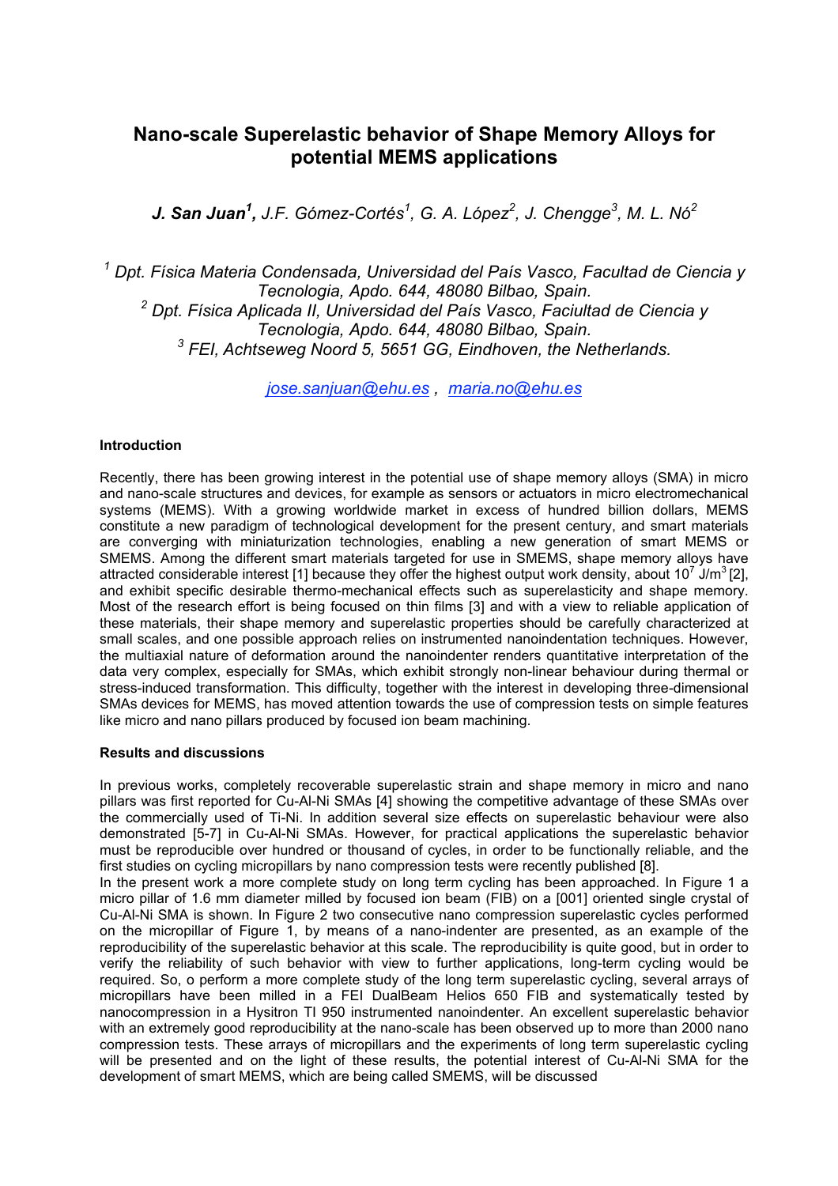# Nano-scale Superelastic behavior of Shape Memory Alloys for potential MEMS applications

***J. San Juan[1]**, J.F. Gómez-Cortés[1], G. A. López[2], J. Chengge[3], M. L. Nó[2]*

*[1] Dpt. Física Materia Condensada, Universidad del País Vasco, Facultad de Ciencia y Tecnologia, Apdo. 644, 48080 Bilbao, Spain.*
*[2] Dpt. Física Aplicada II, Universidad del País Vasco, Faciultad de Ciencia y Tecnologia, Apdo. 644, 48080 Bilbao, Spain.*
*[3] FEI, Achtseweg Noord 5, 5651 GG, Eindhoven, the Netherlands.*

*jose.sanjuan@ehu.es , maria.no@ehu.es*

### Introduction

Recently, there has been growing interest in the potential use of shape memory alloys (SMA) in micro and nano-scale structures and devices, for example as sensors or actuators in micro electromechanical systems (MEMS). With a growing worldwide market in excess of hundred billion dollars, MEMS constitute a new paradigm of technological development for the present century, and smart materials are converging with miniaturization technologies, enabling a new generation of smart MEMS or SMEMS. Among the different smart materials targeted for use in SMEMS, shape memory alloys have attracted considerable interest [1] because they offer the highest output work density, about $10^7$ $J/m^3$ [2], and exhibit specific desirable thermo-mechanical effects such as superelasticity and shape memory. Most of the research effort is being focused on thin films [3] and with a view to reliable application of these materials, their shape memory and superelastic properties should be carefully characterized at small scales, and one possible approach relies on instrumented nanoindentation techniques. However, the multiaxial nature of deformation around the nanoindenter renders quantitative interpretation of the data very complex, especially for SMAs, which exhibit strongly non-linear behaviour during thermal or stress-induced transformation. This difficulty, together with the interest in developing three-dimensional SMAs devices for MEMS, has moved attention towards the use of compression tests on simple features like micro and nano pillars produced by focused ion beam machining.

### Results and discussions

In previous works, completely recoverable superelastic strain and shape memory in micro and nano pillars was first reported for Cu-Al-Ni SMAs [4] showing the competitive advantage of these SMAs over the commercially used of Ti-Ni. In addition several size effects on superelastic behaviour were also demonstrated [5-7] in Cu-Al-Ni SMAs. However, for practical applications the superelastic behavior must be reproducible over hundred or thousand of cycles, in order to be functionally reliable, and the first studies on cycling micropillars by nano compression tests were recently published [8].

In the present work a more complete study on long term cycling has been approached. In Figure 1 a micro pillar of 1.6 mm diameter milled by focused ion beam (FIB) on a [001] oriented single crystal of Cu-Al-Ni SMA is shown. In Figure 2 two consecutive nano compression superelastic cycles performed on the micropillar of Figure 1, by means of a nano-indenter are presented, as an example of the reproducibility of the superelastic behavior at this scale. The reproducibility is quite good, but in order to verify the reliability of such behavior with view to further applications, long-term cycling would be required. So, o perform a more complete study of the long term superelastic cycling, several arrays of micropillars have been milled in a FEI DualBeam Helios 650 FIB and systematically tested by nanocompression in a Hysitron TI 950 instrumented nanoindenter. An excellent superelastic behavior with an extremely good reproducibility at the nano-scale has been observed up to more than 2000 nano compression tests. These arrays of micropillars and the experiments of long term superelastic cycling will be presented and on the light of these results, the potential interest of Cu-Al-Ni SMA for the development of smart MEMS, which are being called SMEMS, will be discussed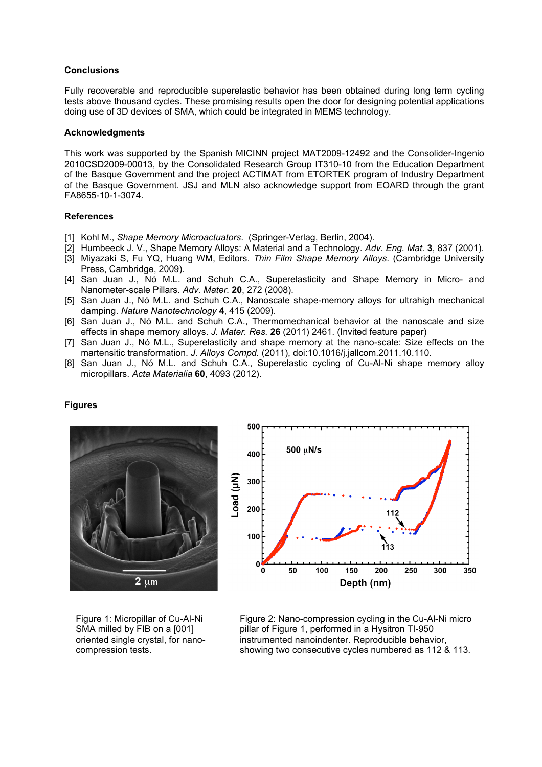## Conclusions

Fully recoverable and reproducible superelastic behavior has been obtained during long term cycling tests above thousand cycles. These promising results open the door for designing potential applications doing use of 3D devices of SMA, which could be integrated in MEMS technology.

## Acknowledgments

This work was supported by the Spanish MICINN project MAT2009-12492 and the Consolider-Ingenio 2010CSD2009-00013, by the Consolidated Research Group IT310-10 from the Education Department of the Basque Government and the project ACTIMAT from ETORTEK program of Industry Department of the Basque Government. JSJ and MLN also acknowledge support from EOARD through the grant FA8655-10-1-3074.

## References

[1] Kohl M., *Shape Memory Microactuators*. (Springer-Verlag, Berlin, 2004).
[2] Humbeeck J. V., Shape Memory Alloys: A Material and a Technology. *Adv. Eng. Mat.* **3**, 837 (2001).
[3] Miyazaki S, Fu YQ, Huang WM, Editors. *Thin Film Shape Memory Alloys*. (Cambridge University Press, Cambridge, 2009).
[4] San Juan J., Nó M.L. and Schuh C.A., Superelasticity and Shape Memory in Micro- and Nanometer-scale Pillars. *Adv. Mater.* **20**, 272 (2008).
[5] San Juan J., Nó M.L. and Schuh C.A., Nanoscale shape-memory alloys for ultrahigh mechanical damping. *Nature Nanotechnology* **4**, 415 (2009).
[6] San Juan J., Nó M.L. and Schuh C.A., Thermomechanical behavior at the nanoscale and size effects in shape memory alloys. *J. Mater. Res.* **26** (2011) 2461. (Invited feature paper)
[7] San Juan J., Nó M.L., Superelasticity and shape memory at the nano-scale: Size effects on the martensitic transformation. *J. Alloys Compd.* (2011), doi:10.1016/j.jallcom.2011.10.110.
[8] San Juan J., Nó M.L. and Schuh C.A., Superelastic cycling of Cu-Al-Ni shape memory alloy micropillars. *Acta Materialia* **60**, 4093 (2012).

## Figures

2 μm

Figure 1: Micropillar of Cu-Al-Ni SMA milled by FIB on a [001] oriented single crystal, for nano-compression tests.

500 μN/s
Load (μN)
Depth (nm)
0
100
200
300
400
500
0
50
100
150
200
250
300
350
112
113

Figure 2: Nano-compression cycling in the Cu-Al-Ni micro pillar of Figure 1, performed in a Hysitron TI-950 instrumented nanoindenter. Reproducible behavior, showing two consecutive cycles numbered as 112 & 113.